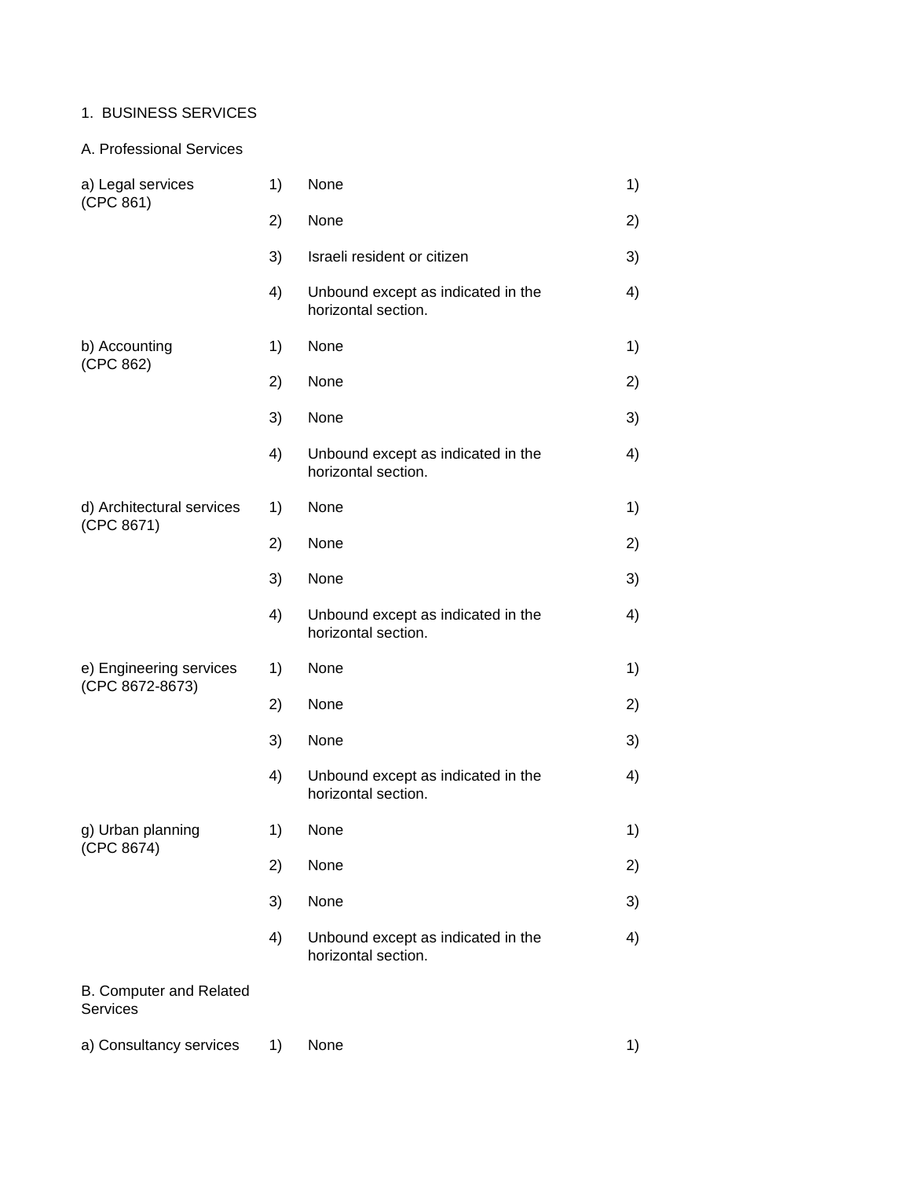1. BUSINESS SERVICES

A. Professional Services

| | | | |
|---|---|---|---|
| a) Legal services (CPC 861) | 1) | None | 1) |
| | 2) | None | 2) |
| | 3) | Israeli resident or citizen | 3) |
| | 4) | Unbound except as indicated in the horizontal section. | 4) |
| b) Accounting (CPC 862) | 1) | None | 1) |
| | 2) | None | 2) |
| | 3) | None | 3) |
| | 4) | Unbound except as indicated in the horizontal section. | 4) |
| d) Architectural services (CPC 8671) | 1) | None | 1) |
| | 2) | None | 2) |
| | 3) | None | 3) |
| | 4) | Unbound except as indicated in the horizontal section. | 4) |
| e) Engineering services (CPC 8672-8673) | 1) | None | 1) |
| | 2) | None | 2) |
| | 3) | None | 3) |
| | 4) | Unbound except as indicated in the horizontal section. | 4) |
| g) Urban planning (CPC 8674) | 1) | None | 1) |
| | 2) | None | 2) |
| | 3) | None | 3) |
| | 4) | Unbound except as indicated in the horizontal section. | 4) |

B. Computer and Related Services

| | | | |
|---|---|---|---|
| a) Consultancy services | 1) | None | 1) |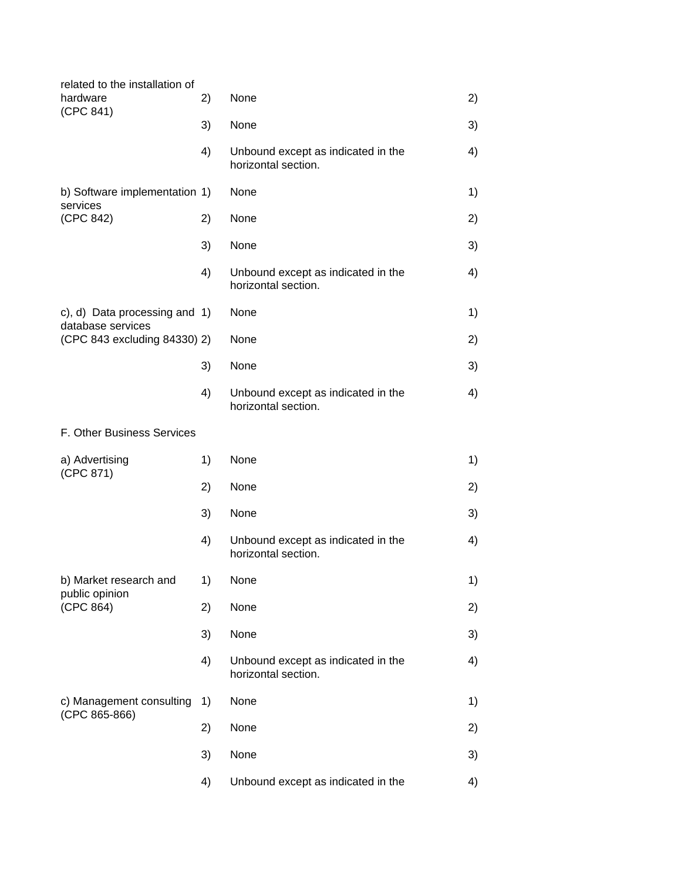| Sector or subsector | Mode | Limitations on market access | Mode |
|---|---|---|---|
| related to the installation of hardware (CPC 841) | 2) | None | 2) |
| | 3) | None | 3) |
| | 4) | Unbound except as indicated in the horizontal section. | 4) |
| b) Software implementation services (CPC 842) | 1) | None | 1) |
| | 2) | None | 2) |
| | 3) | None | 3) |
| | 4) | Unbound except as indicated in the horizontal section. | 4) |
| c), d) Data processing and database services (CPC 843 excluding 84330) | 1) | None | 1) |
| | 2) | None | 2) |
| | 3) | None | 3) |
| | 4) | Unbound except as indicated in the horizontal section. | 4) |
| F. Other Business Services | | | |
| a) Advertising (CPC 871) | 1) | None | 1) |
| | 2) | None | 2) |
| | 3) | None | 3) |
| | 4) | Unbound except as indicated in the horizontal section. | 4) |
| b) Market research and public opinion (CPC 864) | 1) | None | 1) |
| | 2) | None | 2) |
| | 3) | None | 3) |
| | 4) | Unbound except as indicated in the horizontal section. | 4) |
| c) Management consulting (CPC 865-866) | 1) | None | 1) |
| | 2) | None | 2) |
| | 3) | None | 3) |
| | 4) | Unbound except as indicated in the | 4) |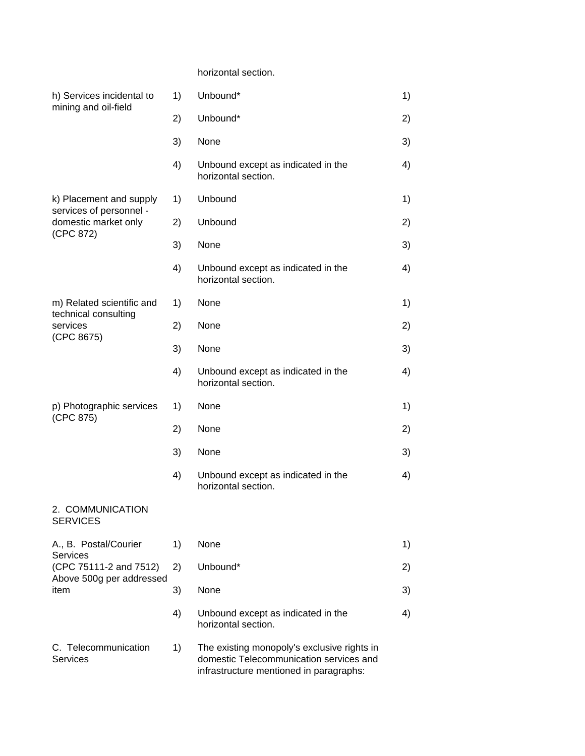| | | | |
|---|---|---|---|
| | | horizontal section. | |
| h) Services incidental to mining and oil-field | 1) | Unbound* | 1) |
| | 2) | Unbound* | 2) |
| | 3) | None | 3) |
| | 4) | Unbound except as indicated in the horizontal section. | 4) |
| k) Placement and supply services of personnel - domestic market only (CPC 872) | 1) | Unbound | 1) |
| | 2) | Unbound | 2) |
| | 3) | None | 3) |
| | 4) | Unbound except as indicated in the horizontal section. | 4) |
| m) Related scientific and technical consulting services (CPC 8675) | 1) | None | 1) |
| | 2) | None | 2) |
| | 3) | None | 3) |
| | 4) | Unbound except as indicated in the horizontal section. | 4) |
| p) Photographic services (CPC 875) | 1) | None | 1) |
| | 2) | None | 2) |
| | 3) | None | 3) |
| | 4) | Unbound except as indicated in the horizontal section. | 4) |
| 2. COMMUNICATION SERVICES | | | |
| A., B. Postal/Courier Services (CPC 75111-2 and 7512) Above 500g per addressed item | 1) | None | 1) |
| | 2) | Unbound* | 2) |
| | 3) | None | 3) |
| | 4) | Unbound except as indicated in the horizontal section. | 4) |
| C. Telecommunication Services | 1) | The existing monopoly's exclusive rights in domestic Telecommunication services and infrastructure mentioned in paragraphs: | |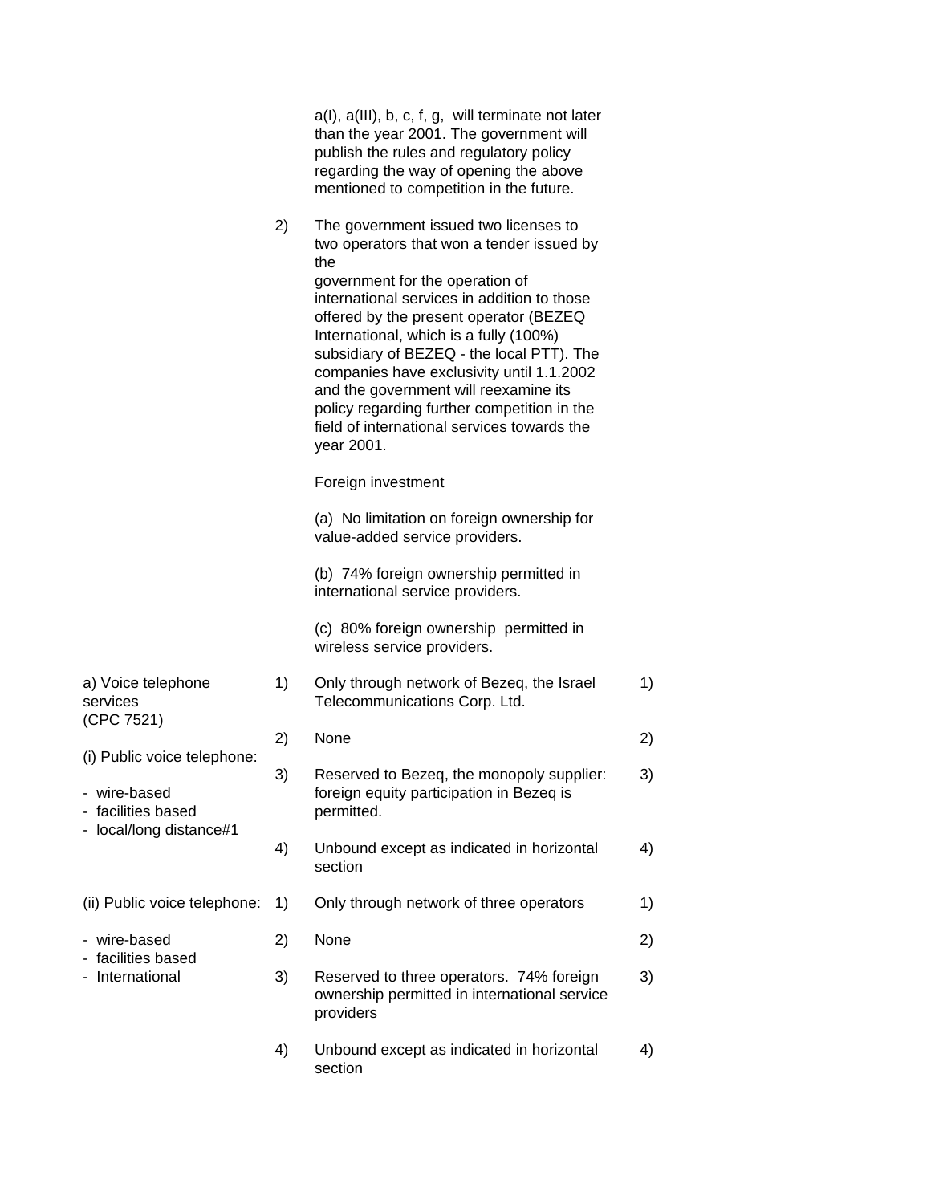| | | | |
|---|---|---|---|
| | | a(I), a(III), b, c, f, g, will terminate not later than the year 2001. The government will publish the rules and regulatory policy regarding the way of opening the above mentioned to competition in the future. | |
| | 2) | The government issued two licenses to two operators that won a tender issued by the government for the operation of international services in addition to those offered by the present operator (BEZEQ International, which is a fully (100%) subsidiary of BEZEQ - the local PTT). The companies have exclusivity until 1.1.2002 and the government will reexamine its policy regarding further competition in the field of international services towards the year 2001.<br><br>Foreign investment<br><br>(a) No limitation on foreign ownership for value-added service providers.<br><br>(b) 74% foreign ownership permitted in international service providers.<br><br>(c) 80% foreign ownership permitted in wireless service providers. | |
| a) Voice telephone services (CPC 7521)<br><br>(i) Public voice telephone:<br><br>- wire-based<br>- facilities based<br>- local/long distance#1 | 1) | Only through network of Bezeq, the Israel Telecommunications Corp. Ltd. | 1) |
| | 2) | None | 2) |
| | 3) | Reserved to Bezeq, the monopoly supplier: foreign equity participation in Bezeq is permitted. | 3) |
| | 4) | Unbound except as indicated in horizontal section | 4) |
| (ii) Public voice telephone:<br><br>- wire-based<br>- facilities based<br>- International | 1) | Only through network of three operators | 1) |
| | 2) | None | 2) |
| | 3) | Reserved to three operators. 74% foreign ownership permitted in international service providers | 3) |
| | 4) | Unbound except as indicated in horizontal section | 4) |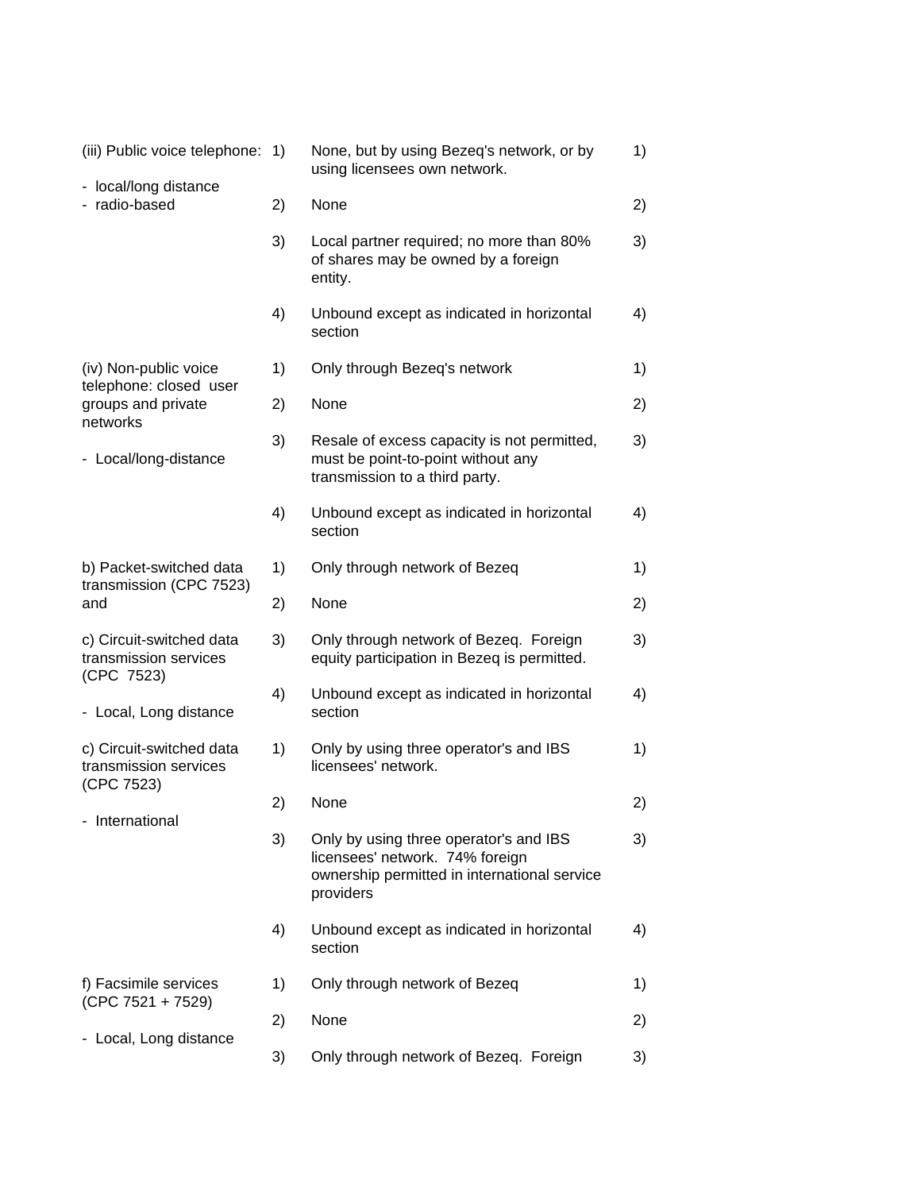| | | | |
|---|---|---|---|
| (iii) Public voice telephone:<br>- local/long distance<br>- radio-based | 1) | None, but by using Bezeq's network, or by using licensees own network. | 1) |
| | 2) | None | 2) |
| | 3) | Local partner required; no more than 80% of shares may be owned by a foreign entity. | 3) |
| | 4) | Unbound except as indicated in horizontal section | 4) |
| (iv) Non-public voice telephone: closed user groups and private networks<br>- Local/long-distance | 1) | Only through Bezeq's network | 1) |
| | 2) | None | 2) |
| | 3) | Resale of excess capacity is not permitted, must be point-to-point without any transmission to a third party. | 3) |
| | 4) | Unbound except as indicated in horizontal section | 4) |
| b) Packet-switched data transmission (CPC 7523) and<br>c) Circuit-switched data transmission services (CPC 7523)<br>- Local, Long distance | 1) | Only through network of Bezeq | 1) |
| | 2) | None | 2) |
| | 3) | Only through network of Bezeq. Foreign equity participation in Bezeq is permitted. | 3) |
| | 4) | Unbound except as indicated in horizontal section | 4) |
| c) Circuit-switched data transmission services (CPC 7523)<br>- International | 1) | Only by using three operator's and IBS licensees' network. | 1) |
| | 2) | None | 2) |
| | 3) | Only by using three operator's and IBS licensees' network. 74% foreign ownership permitted in international service providers | 3) |
| | 4) | Unbound except as indicated in horizontal section | 4) |
| f) Facsimile services (CPC 7521 + 7529)<br>- Local, Long distance | 1) | Only through network of Bezeq | 1) |
| | 2) | None | 2) |
| | 3) | Only through network of Bezeq. Foreign | 3) |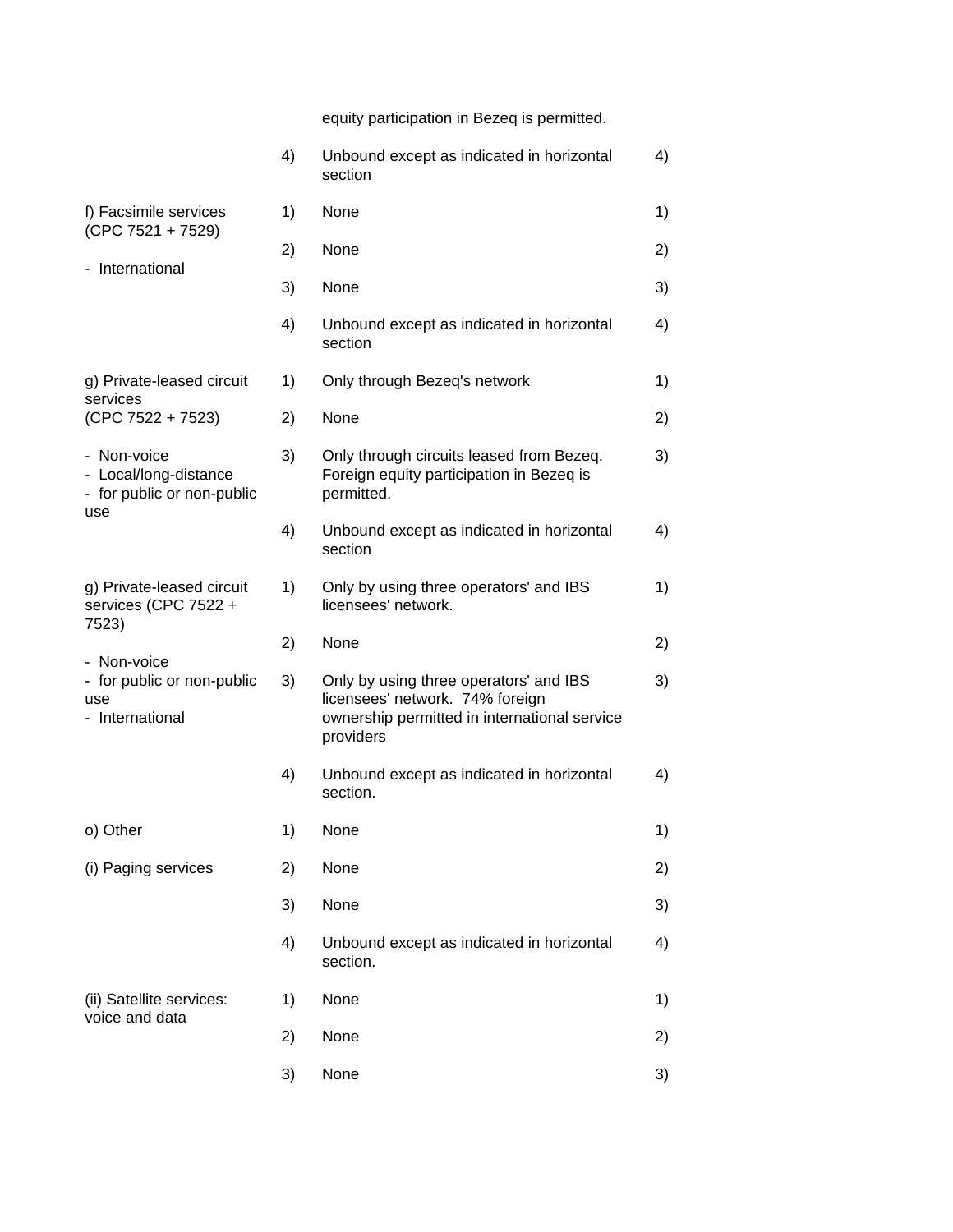| Sector or sub-sector | Mode | Limitations on market access | Mode |
|---|---|---|---|
| | | equity participation in Bezeq is permitted. | |
| | 4) | Unbound except as indicated in horizontal section | 4) |
| f) Facsimile services (CPC 7521 + 7529) - International | 1) | None | 1) |
| | 2) | None | 2) |
| | 3) | None | 3) |
| | 4) | Unbound except as indicated in horizontal section | 4) |
| g) Private-leased circuit services (CPC 7522 + 7523) - Non-voice - Local/long-distance - for public or non-public use | 1) | Only through Bezeq's network | 1) |
| | 2) | None | 2) |
| | 3) | Only through circuits leased from Bezeq. Foreign equity participation in Bezeq is permitted. | 3) |
| | 4) | Unbound except as indicated in horizontal section | 4) |
| g) Private-leased circuit services (CPC 7522 + 7523) - Non-voice - for public or non-public use - International | 1) | Only by using three operators' and IBS licensees' network. | 1) |
| | 2) | None | 2) |
| | 3) | Only by using three operators' and IBS licensees' network. 74% foreign ownership permitted in international service providers | 3) |
| | 4) | Unbound except as indicated in horizontal section. | 4) |
| o) Other (i) Paging services | 1) | None | 1) |
| | 2) | None | 2) |
| | 3) | None | 3) |
| | 4) | Unbound except as indicated in horizontal section. | 4) |
| (ii) Satellite services: voice and data | 1) | None | 1) |
| | 2) | None | 2) |
| | 3) | None | 3) |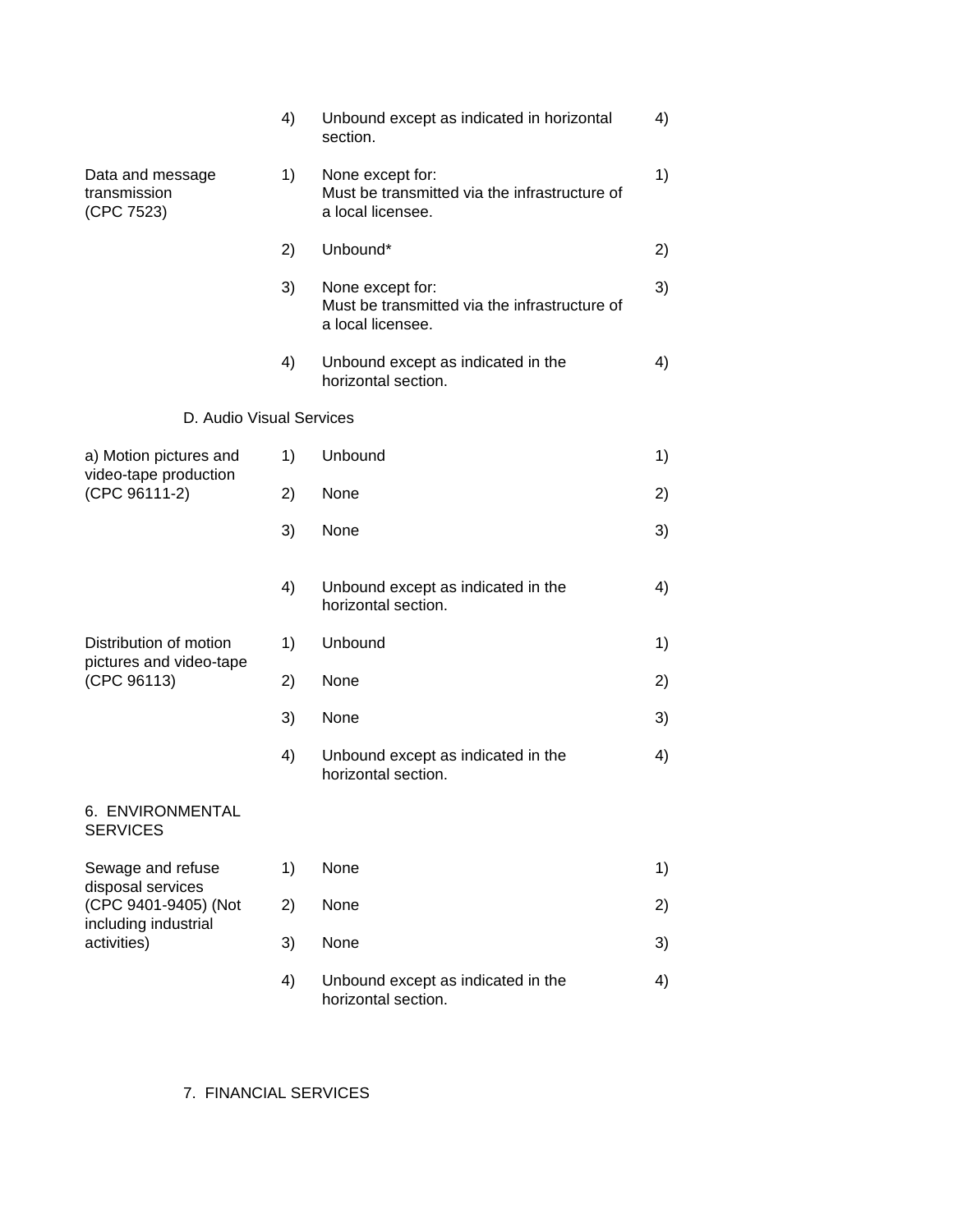| Sector | | Limitations | |
|---|---|---|---|
| | 4) | Unbound except as indicated in horizontal section. | 4) |
| Data and message transmission (CPC 7523) | 1) | None except for: Must be transmitted via the infrastructure of a local licensee. | 1) |
| | 2) | Unbound* | 2) |
| | 3) | None except for: Must be transmitted via the infrastructure of a local licensee. | 3) |
| | 4) | Unbound except as indicated in the horizontal section. | 4) |
| D. Audio Visual Services | | | |
| a) Motion pictures and video-tape production (CPC 96111-2) | 1) | Unbound | 1) |
| | 2) | None | 2) |
| | 3) | None | 3) |
| | 4) | Unbound except as indicated in the horizontal section. | 4) |
| Distribution of motion pictures and video-tape (CPC 96113) | 1) | Unbound | 1) |
| | 2) | None | 2) |
| | 3) | None | 3) |
| | 4) | Unbound except as indicated in the horizontal section. | 4) |
| 6. ENVIRONMENTAL SERVICES | | | |
| Sewage and refuse disposal services (CPC 9401-9405) (Not including industrial activities) | 1) | None | 1) |
| | 2) | None | 2) |
| | 3) | None | 3) |
| | 4) | Unbound except as indicated in the horizontal section. | 4) |

7. FINANCIAL SERVICES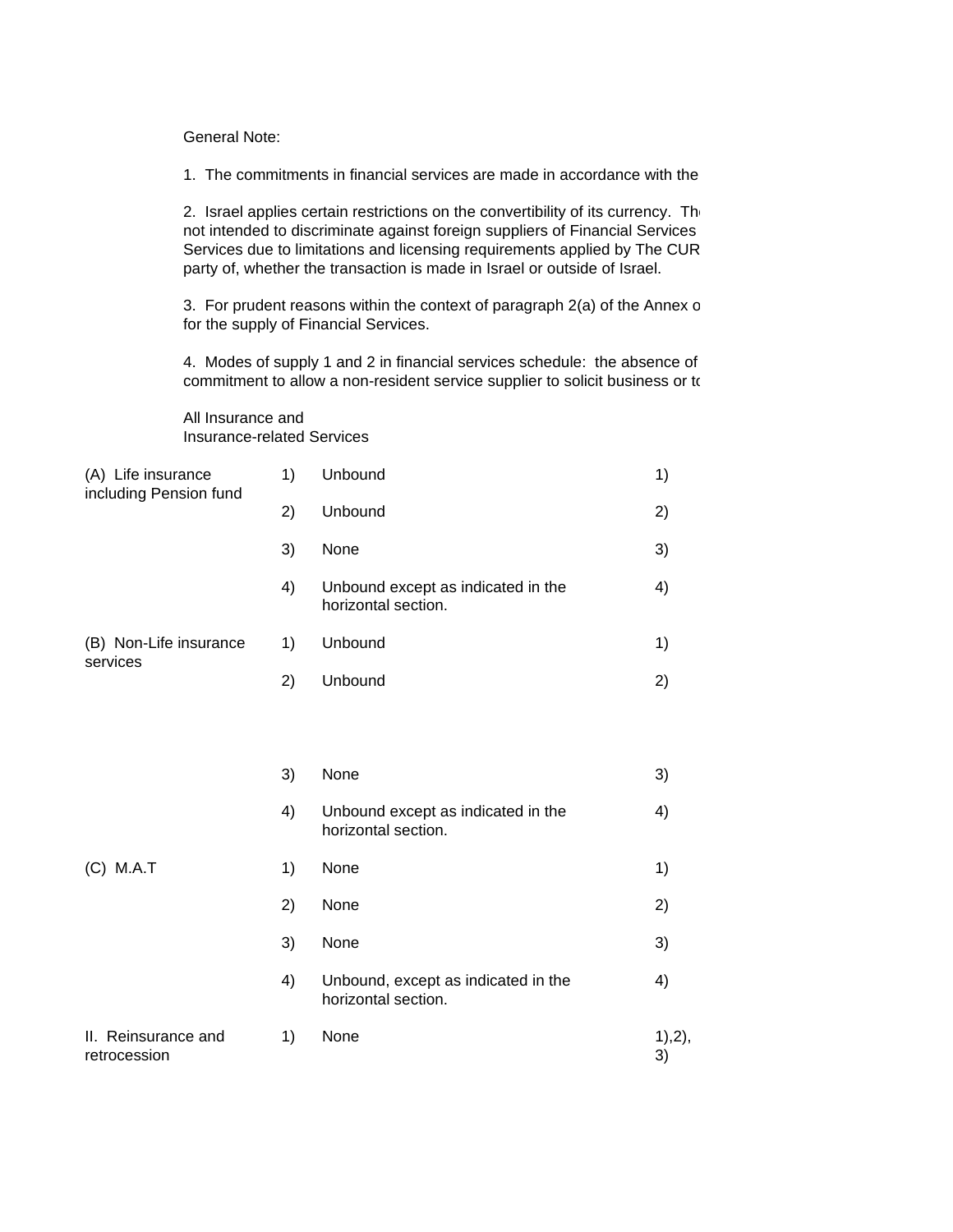General Note:

1. The commitments in financial services are made in accordance with the

2. Israel applies certain restrictions on the convertibility of its currency. Th not intended to discriminate against foreign suppliers of Financial Services Services due to limitations and licensing requirements applied by The CUR party of, whether the transaction is made in Israel or outside of Israel.

3. For prudent reasons within the context of paragraph 2(a) of the Annex o for the supply of Financial Services.

4. Modes of supply 1 and 2 in financial services schedule: the absence of commitment to allow a non-resident service supplier to solicit business or to

All Insurance and Insurance-related Services

| | | | |
|---|---|---|---|
| (A) Life insurance including Pension fund | 1) | Unbound | 1) |
| | 2) | Unbound | 2) |
| | 3) | None | 3) |
| | 4) | Unbound except as indicated in the horizontal section. | 4) |
| (B) Non-Life insurance services | 1) | Unbound | 1) |
| | 2) | Unbound | 2) |
| | 3) | None | 3) |
| | 4) | Unbound except as indicated in the horizontal section. | 4) |
| (C) M.A.T | 1) | None | 1) |
| | 2) | None | 2) |
| | 3) | None | 3) |
| | 4) | Unbound, except as indicated in the horizontal section. | 4) |
| II. Reinsurance and retrocession | 1) | None | 1),2), 3) |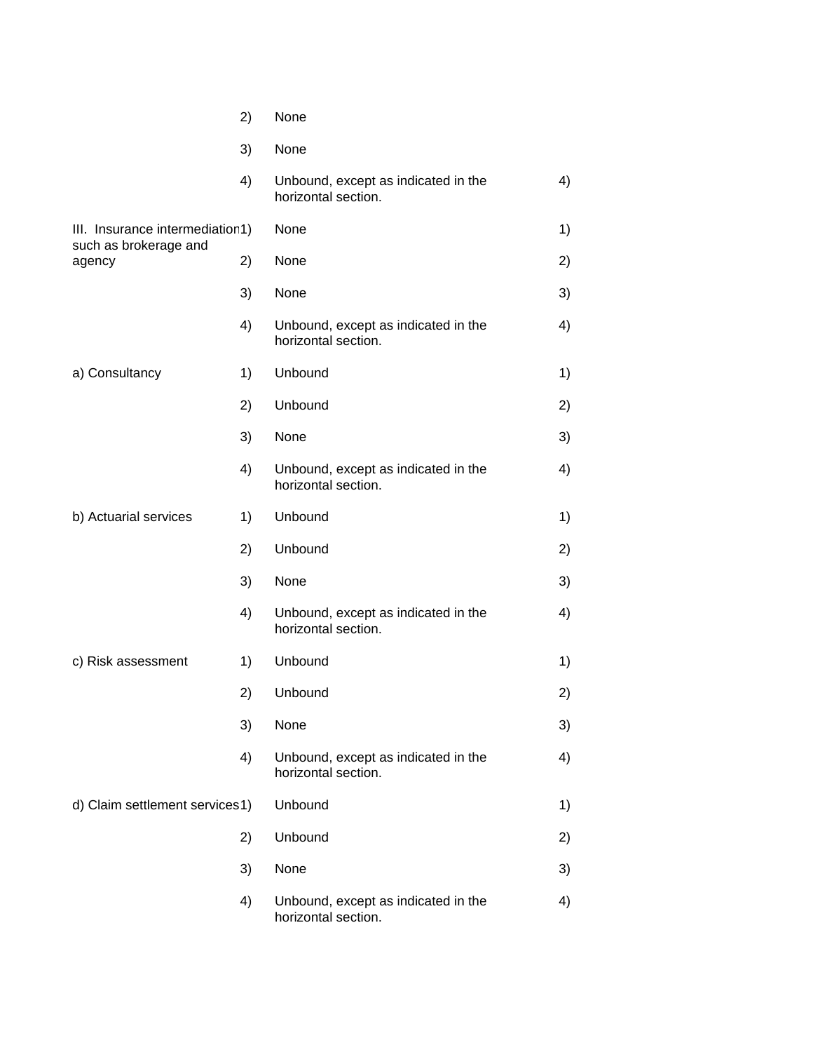| | | | |
|---|---|---|---|
| | 2) | None | |
| | 3) | None | |
| | 4) | Unbound, except as indicated in the horizontal section. | 4) |
| III. Insurance intermediation such as brokerage and agency | 1) | None | 1) |
| | 2) | None | 2) |
| | 3) | None | 3) |
| | 4) | Unbound, except as indicated in the horizontal section. | 4) |
| a) Consultancy | 1) | Unbound | 1) |
| | 2) | Unbound | 2) |
| | 3) | None | 3) |
| | 4) | Unbound, except as indicated in the horizontal section. | 4) |
| b) Actuarial services | 1) | Unbound | 1) |
| | 2) | Unbound | 2) |
| | 3) | None | 3) |
| | 4) | Unbound, except as indicated in the horizontal section. | 4) |
| c) Risk assessment | 1) | Unbound | 1) |
| | 2) | Unbound | 2) |
| | 3) | None | 3) |
| | 4) | Unbound, except as indicated in the horizontal section. | 4) |
| d) Claim settlement services | 1) | Unbound | 1) |
| | 2) | Unbound | 2) |
| | 3) | None | 3) |
| | 4) | Unbound, except as indicated in the horizontal section. | 4) |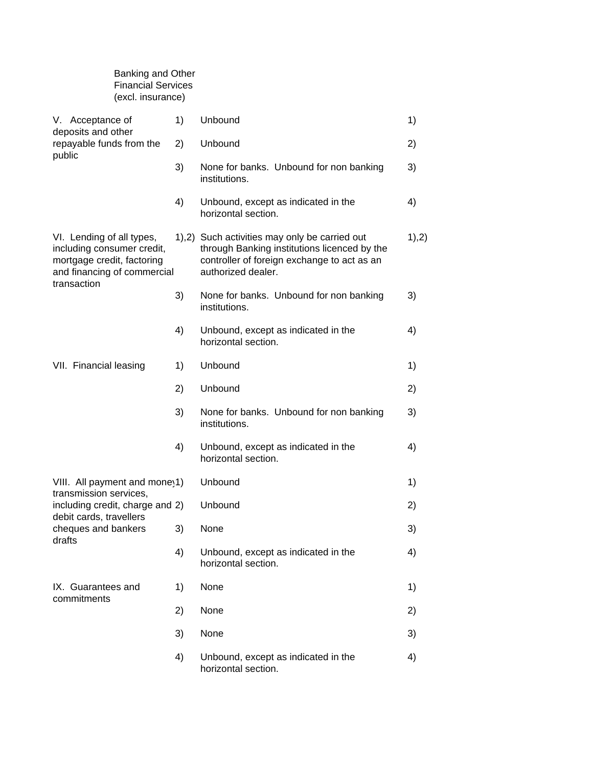Banking and Other Financial Services (excl. insurance)

| Sector | Mode | Limitations on market access | Mode |
| --- | --- | --- | --- |
| V. Acceptance of deposits and other repayable funds from the public | 1) | Unbound | 1) |
| | 2) | Unbound | 2) |
| | 3) | None for banks. Unbound for non banking institutions. | 3) |
| | 4) | Unbound, except as indicated in the horizontal section. | 4) |
| VI. Lending of all types, including consumer credit, mortgage credit, factoring and financing of commercial transaction | 1),2) | Such activities may only be carried out through Banking institutions licenced by the controller of foreign exchange to act as an authorized dealer. | 1),2) |
| | 3) | None for banks. Unbound for non banking institutions. | 3) |
| | 4) | Unbound, except as indicated in the horizontal section. | 4) |
| VII. Financial leasing | 1) | Unbound | 1) |
| | 2) | Unbound | 2) |
| | 3) | None for banks. Unbound for non banking institutions. | 3) |
| | 4) | Unbound, except as indicated in the horizontal section. | 4) |
| VIII. All payment and money transmission services, including credit, charge and debit cards, travellers cheques and bankers drafts | 1) | Unbound | 1) |
| | 2) | Unbound | 2) |
| | 3) | None | 3) |
| | 4) | Unbound, except as indicated in the horizontal section. | 4) |
| IX. Guarantees and commitments | 1) | None | 1) |
| | 2) | None | 2) |
| | 3) | None | 3) |
| | 4) | Unbound, except as indicated in the horizontal section. | 4) |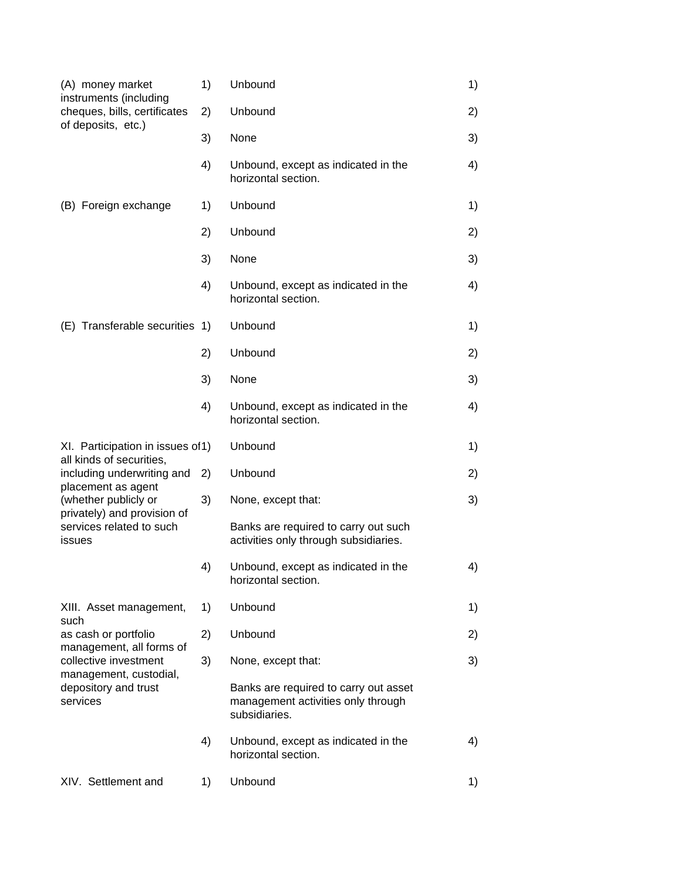| Sector | Mode | Limitations on market access | Mode |
|---|---|---|---|
| (A) money market instruments (including cheques, bills, certificates of deposits, etc.) | 1) | Unbound | 1) |
| | 2) | Unbound | 2) |
| | 3) | None | 3) |
| | 4) | Unbound, except as indicated in the horizontal section. | 4) |
| (B) Foreign exchange | 1) | Unbound | 1) |
| | 2) | Unbound | 2) |
| | 3) | None | 3) |
| | 4) | Unbound, except as indicated in the horizontal section. | 4) |
| (E) Transferable securities | 1) | Unbound | 1) |
| | 2) | Unbound | 2) |
| | 3) | None | 3) |
| | 4) | Unbound, except as indicated in the horizontal section. | 4) |
| XI. Participation in issues of all kinds of securities, including underwriting and placement as agent (whether publicly or privately) and provision of services related to such issues | 1) | Unbound | 1) |
| | 2) | Unbound | 2) |
| | 3) | None, except that:<br>Banks are required to carry out such activities only through subsidiaries. | 3) |
| | 4) | Unbound, except as indicated in the horizontal section. | 4) |
| XIII. Asset management, such as cash or portfolio management, all forms of collective investment management, custodial, depository and trust services | 1) | Unbound | 1) |
| | 2) | Unbound | 2) |
| | 3) | None, except that:<br>Banks are required to carry out asset management activities only through subsidiaries. | 3) |
| | 4) | Unbound, except as indicated in the horizontal section. | 4) |
| XIV. Settlement and | 1) | Unbound | 1) |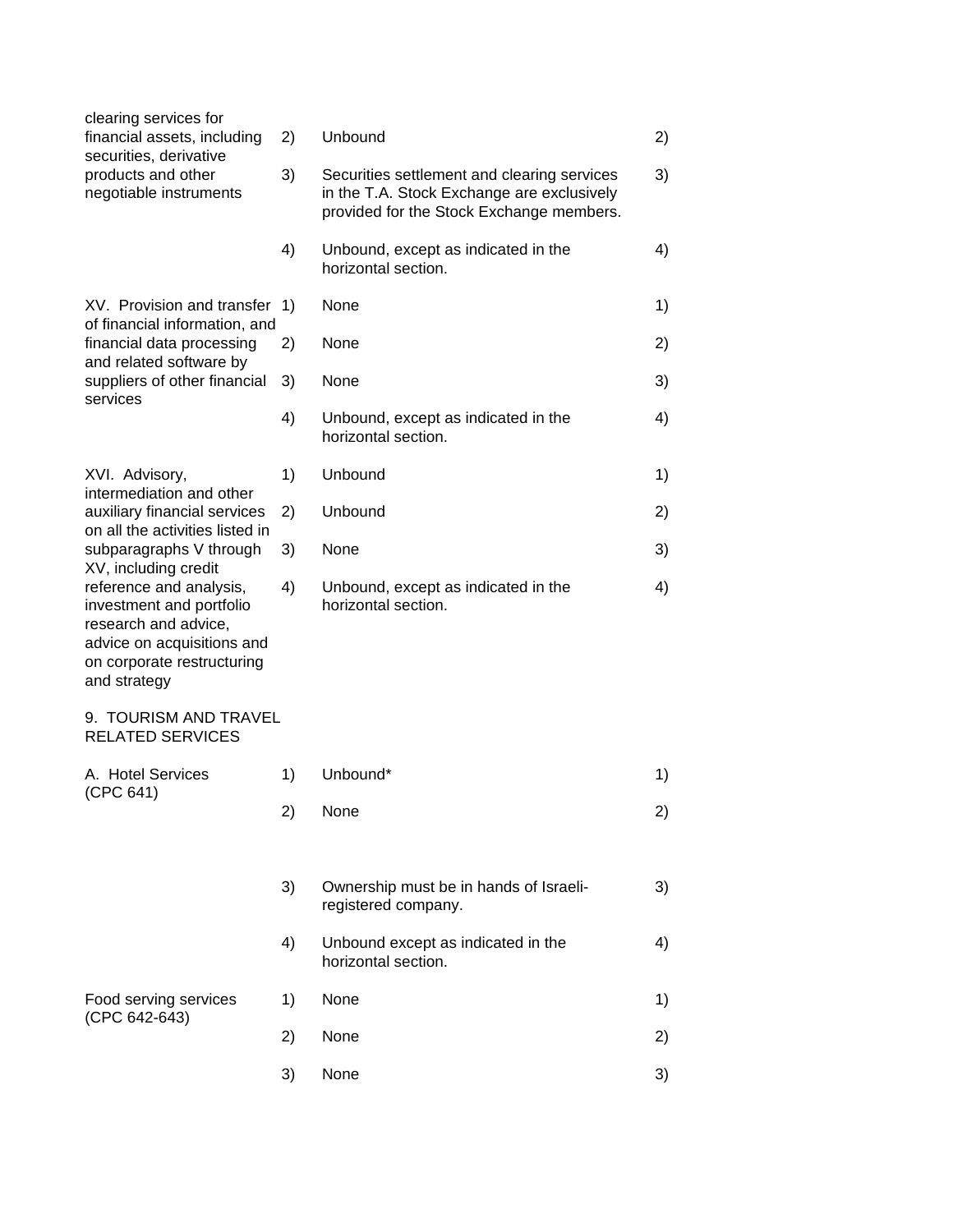| Sector | Mode | Limitations | Mode |
|---|---|---|---|
| clearing services for financial assets, including securities, derivative products and other negotiable instruments | 2) | Unbound | 2) |
| | 3) | Securities settlement and clearing services in the T.A. Stock Exchange are exclusively provided for the Stock Exchange members. | 3) |
| | 4) | Unbound, except as indicated in the horizontal section. | 4) |
| XV. Provision and transfer of financial information, and financial data processing and related software by suppliers of other financial services | 1) | None | 1) |
| | 2) | None | 2) |
| | 3) | None | 3) |
| | 4) | Unbound, except as indicated in the horizontal section. | 4) |
| XVI. Advisory, intermediation and other auxiliary financial services on all the activities listed in subparagraphs V through XV, including credit reference and analysis, investment and portfolio research and advice, advice on acquisitions and on corporate restructuring and strategy | 1) | Unbound | 1) |
| | 2) | Unbound | 2) |
| | 3) | None | 3) |
| | 4) | Unbound, except as indicated in the horizontal section. | 4) |
| 9. TOURISM AND TRAVEL RELATED SERVICES | | | |
| A. Hotel Services (CPC 641) | 1) | Unbound* | 1) |
| | 2) | None | 2) |
| | 3) | Ownership must be in hands of Israeli-registered company. | 3) |
| | 4) | Unbound except as indicated in the horizontal section. | 4) |
| Food serving services (CPC 642-643) | 1) | None | 1) |
| | 2) | None | 2) |
| | 3) | None | 3) |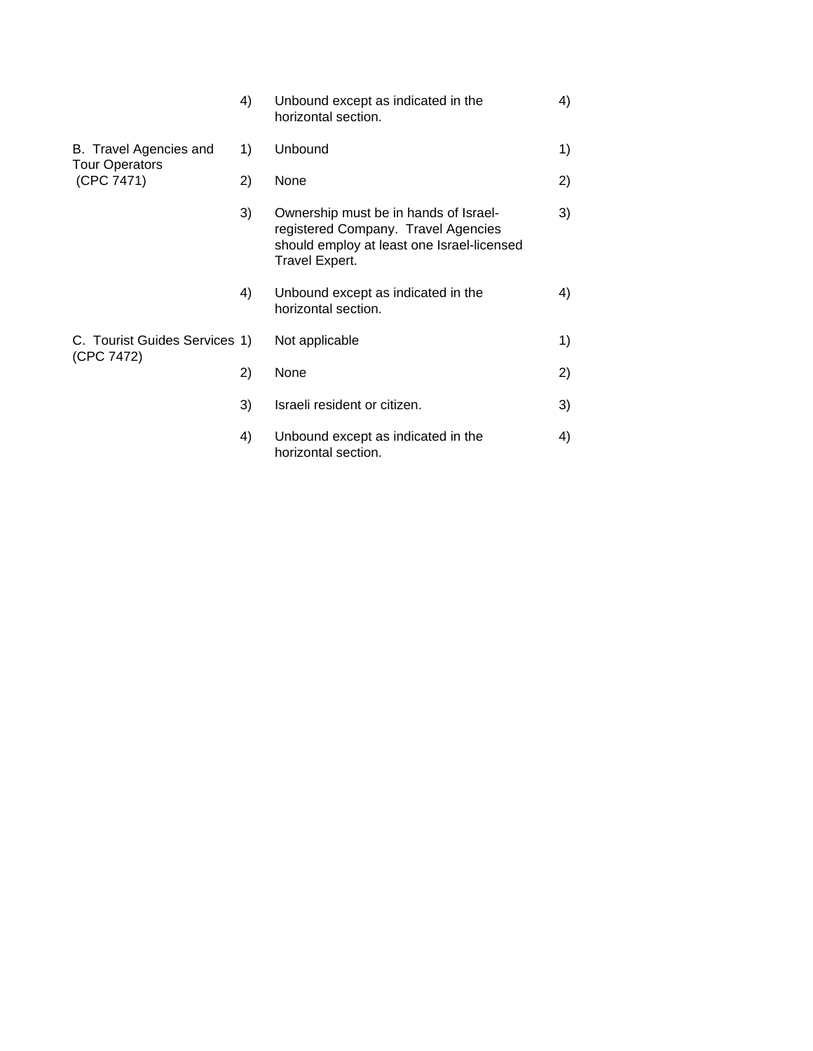| Sector | Mode | Limitations on market access | Mode | Limitations on national treatment |
|---|---|---|---|---|
| | 4) | Unbound except as indicated in the horizontal section. | 4) | |
| B. Travel Agencies and Tour Operators (CPC 7471) | 1) | Unbound | 1) | |
| | 2) | None | 2) | |
| | 3) | Ownership must be in hands of Israel-registered Company. Travel Agencies should employ at least one Israel-licensed Travel Expert. | 3) | |
| | 4) | Unbound except as indicated in the horizontal section. | 4) | |
| C. Tourist Guides Services (CPC 7472) | 1) | Not applicable | 1) | |
| | 2) | None | 2) | |
| | 3) | Israeli resident or citizen. | 3) | |
| | 4) | Unbound except as indicated in the horizontal section. | 4) | |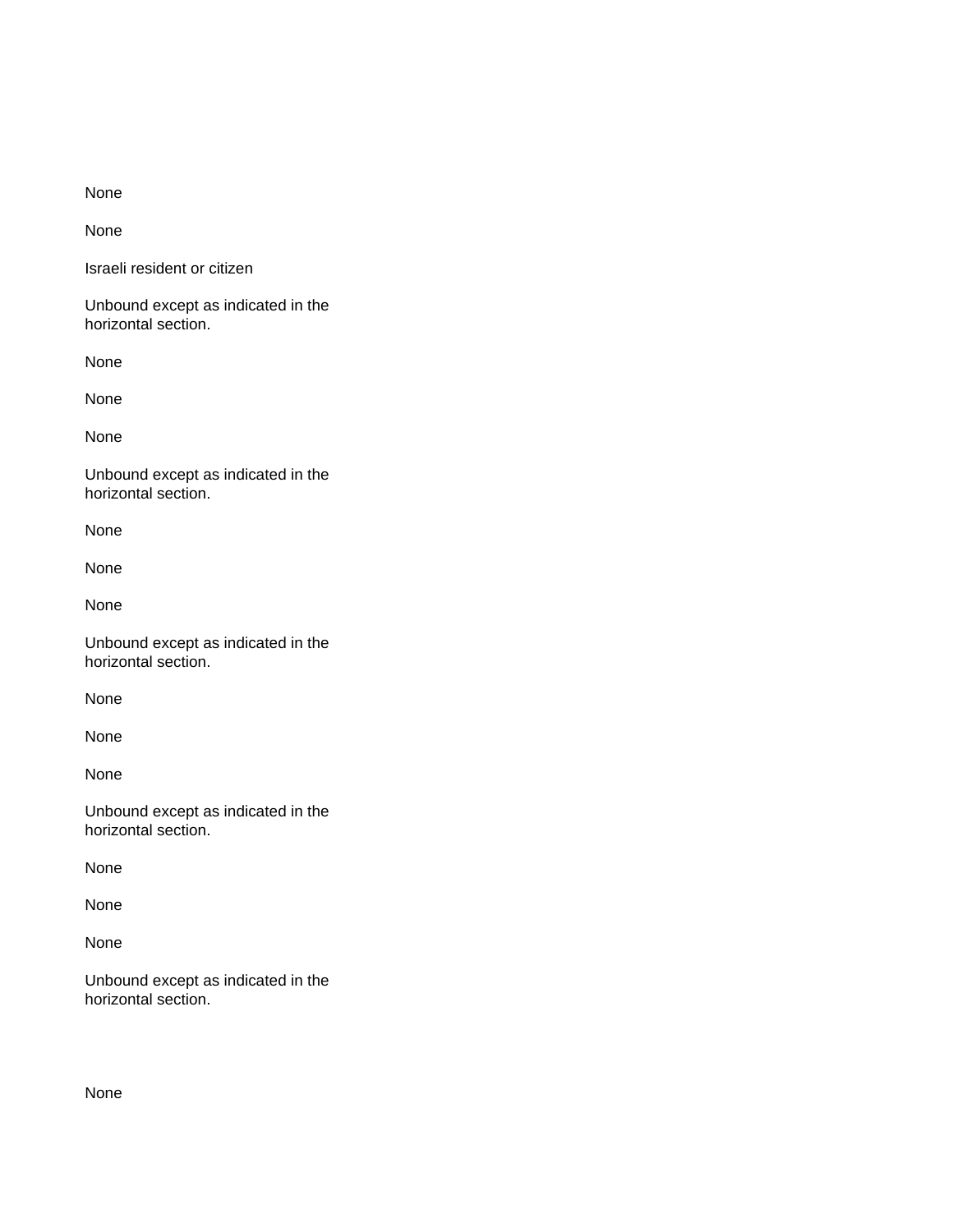None

None

Israeli resident or citizen

Unbound except as indicated in the horizontal section.

None

None

None

Unbound except as indicated in the horizontal section.

None

None

None

Unbound except as indicated in the horizontal section.

None

None

None

Unbound except as indicated in the horizontal section.

None

None

None

Unbound except as indicated in the horizontal section.

None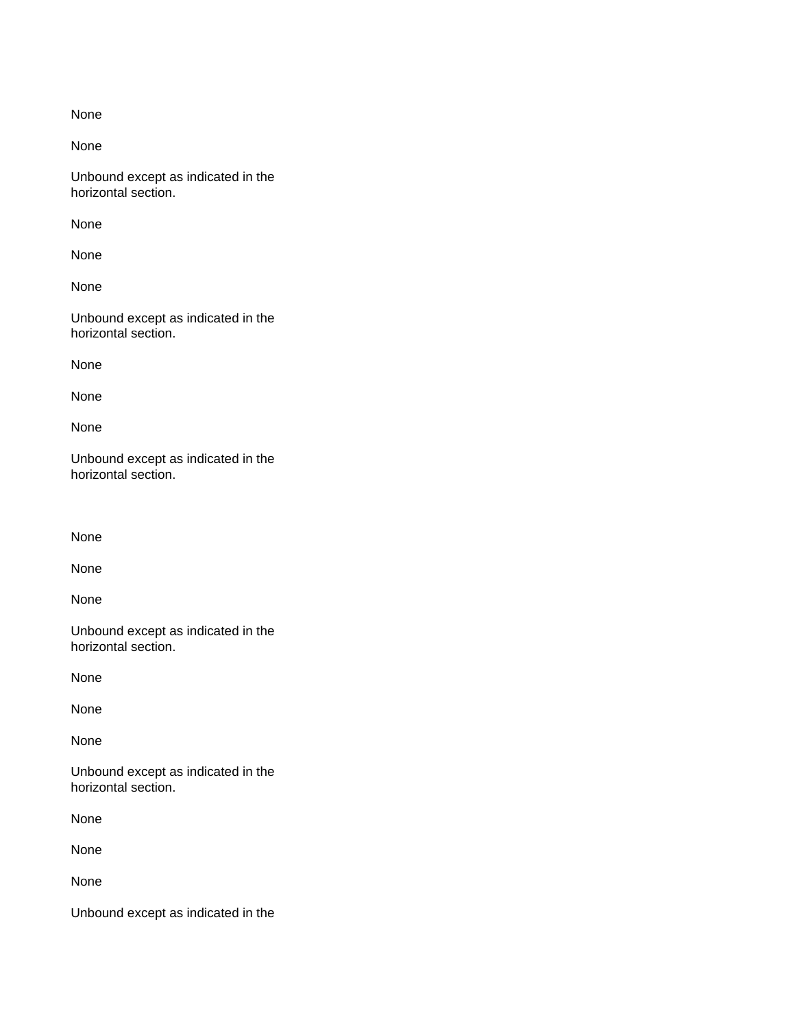None

None

Unbound except as indicated in the horizontal section.

None

None

None

Unbound except as indicated in the horizontal section.

None

None

None

Unbound except as indicated in the horizontal section.

None

None

None

Unbound except as indicated in the horizontal section.

None

None

None

Unbound except as indicated in the horizontal section.

None

None

None

Unbound except as indicated in the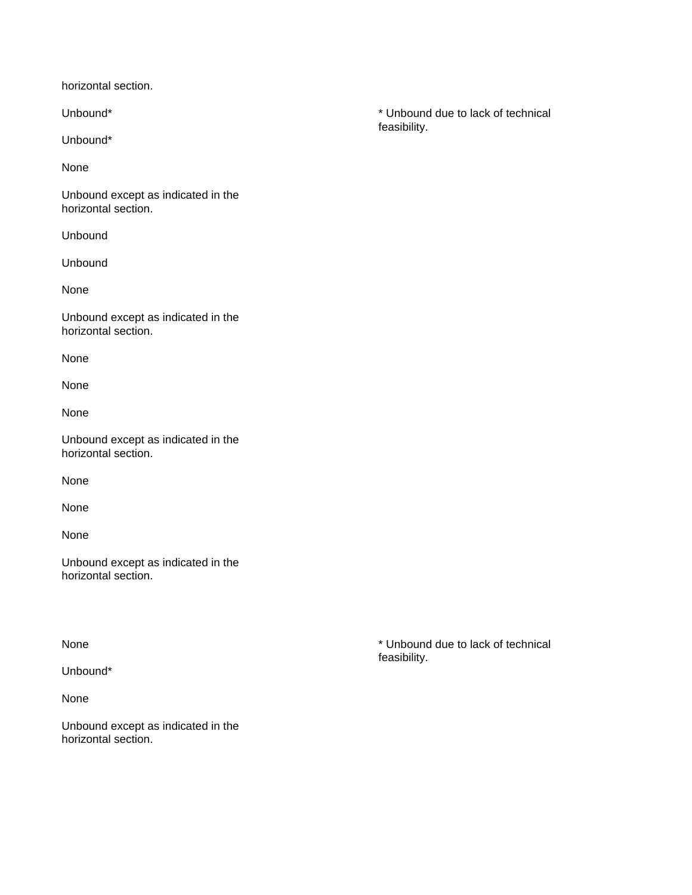horizontal section.

Unbound*

Unbound*

None

Unbound except as indicated in the horizontal section.

Unbound

Unbound

None

Unbound except as indicated in the horizontal section.

None

None

None

Unbound except as indicated in the horizontal section.

None

None

None

Unbound except as indicated in the horizontal section.

* Unbound due to lack of technical feasibility.

None

Unbound*

None

Unbound except as indicated in the horizontal section.

* Unbound due to lack of technical feasibility.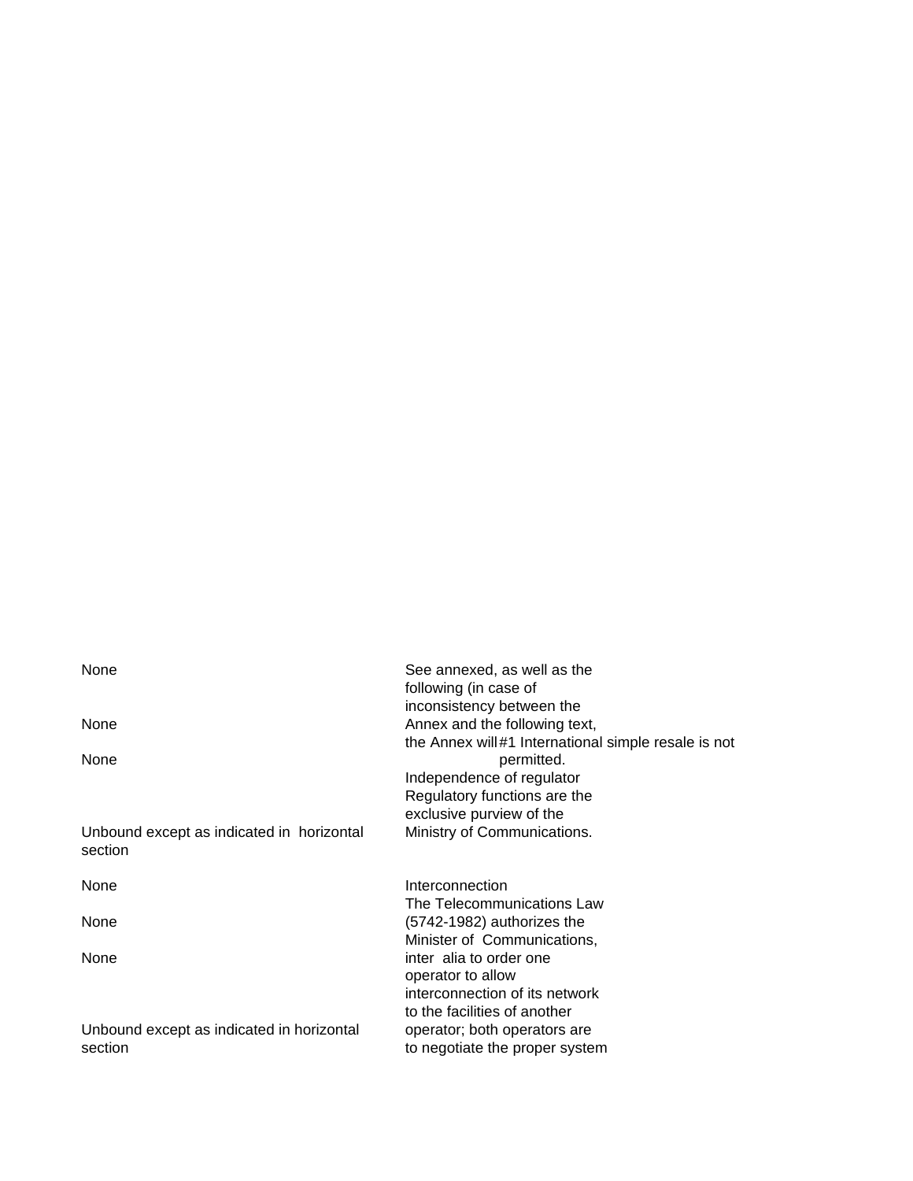| | |
|---|---|
| None | See annexed, as well as the following (in case of inconsistency between the |
| None | Annex and the following text, the Annex will #1 International simple resale is not |
| None | permitted. |
| | Independence of regulator |
| | Regulatory functions are the exclusive purview of the |
| Unbound except as indicated in horizontal section | Ministry of Communications. |
| None | Interconnection |
| | The Telecommunications Law |
| None | (5742-1982) authorizes the Minister of Communications, |
| None | inter alia to order one operator to allow interconnection of its network to the facilities of another |
| Unbound except as indicated in horizontal section | operator; both operators are to negotiate the proper system |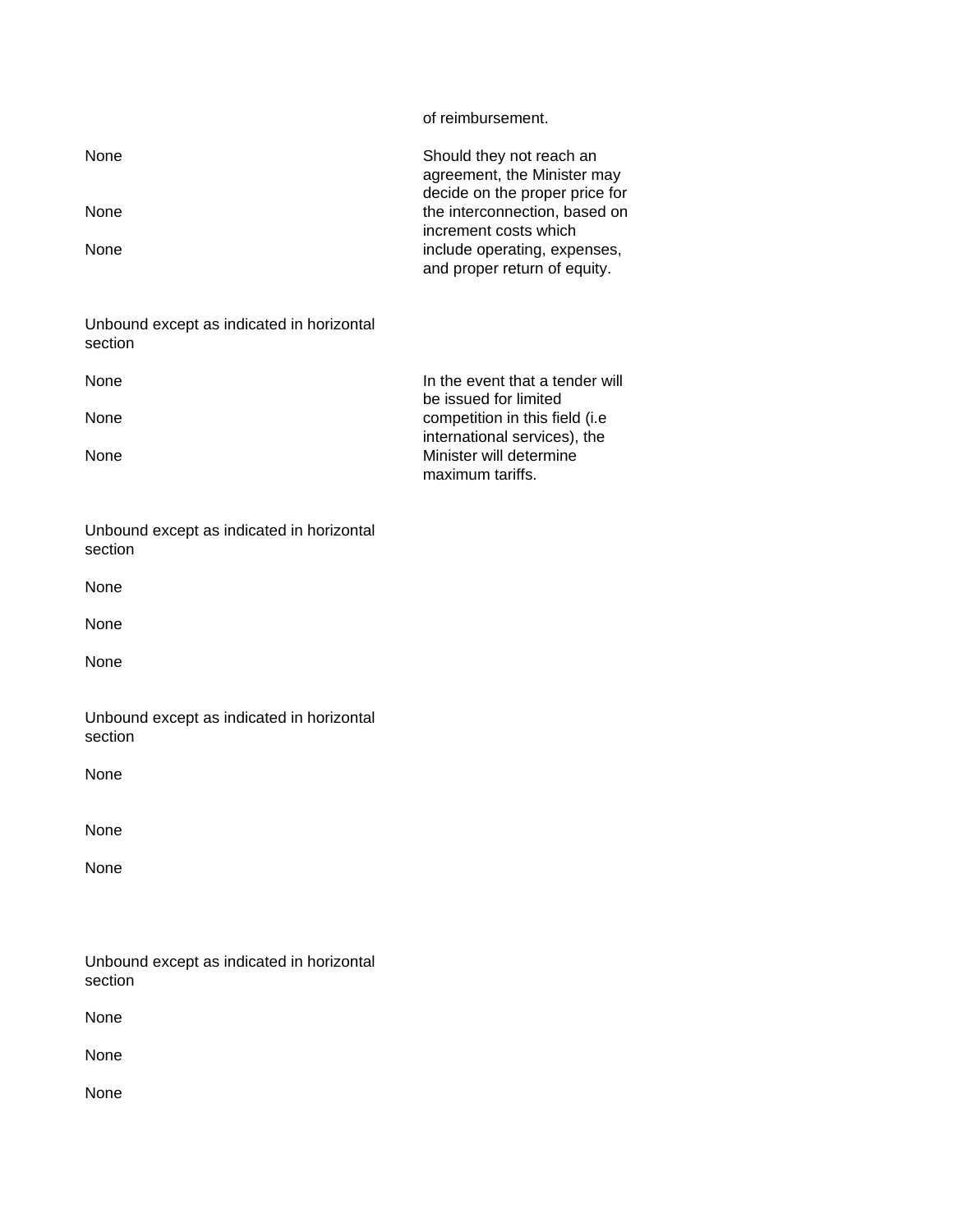| | |
|---|---|
| | of reimbursement. |
| None<br><br>None<br><br>None | Should they not reach an agreement, the Minister may decide on the proper price for the interconnection, based on increment costs which include operating, expenses, and proper return of equity. |
| Unbound except as indicated in horizontal section | |
| None<br><br>None<br><br>None | In the event that a tender will be issued for limited competition in this field (i.e international services), the Minister will determine maximum tariffs. |
| Unbound except as indicated in horizontal section | |
| None<br><br>None<br><br>None | |
| Unbound except as indicated in horizontal section | |
| None<br><br>None<br><br>None | |
| Unbound except as indicated in horizontal section | |
| None<br><br>None<br><br>None | |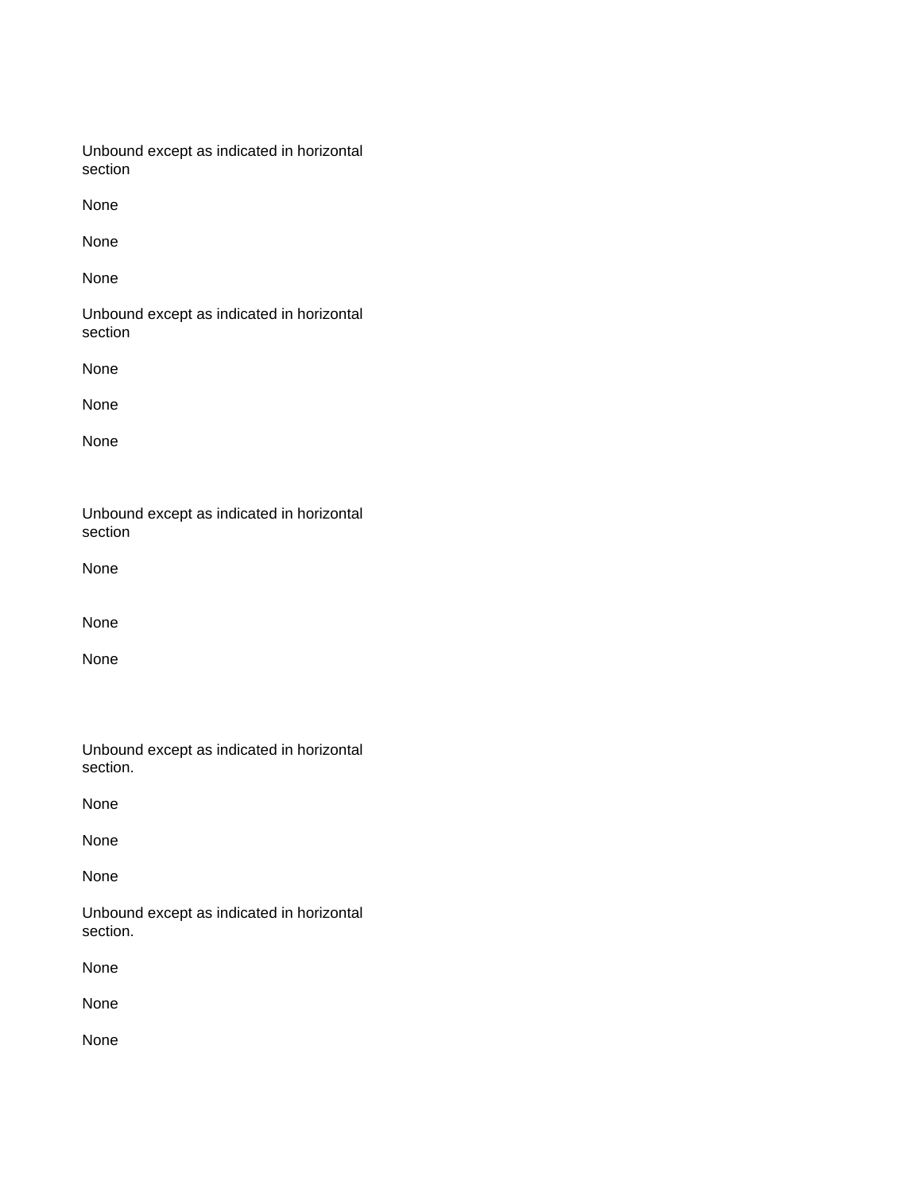Unbound except as indicated in horizontal section

None

None

None

Unbound except as indicated in horizontal section

None

None

None

Unbound except as indicated in horizontal section

None

None

None

Unbound except as indicated in horizontal section.

None

None

None

Unbound except as indicated in horizontal section.

None

None

None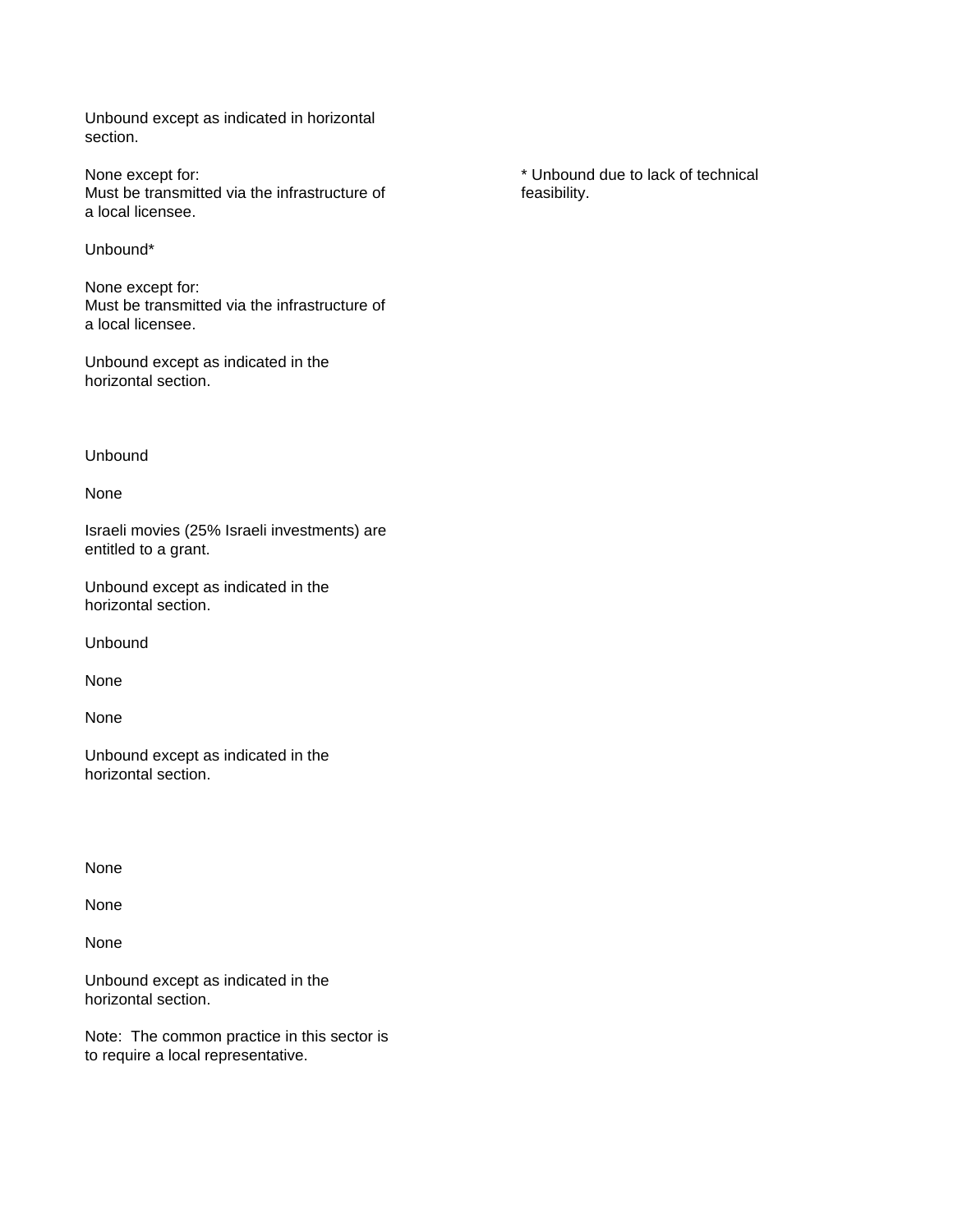Unbound except as indicated in horizontal section.

None except for:
Must be transmitted via the infrastructure of a local licensee.

* Unbound due to lack of technical feasibility.

Unbound*

None except for:
Must be transmitted via the infrastructure of a local licensee.

Unbound except as indicated in the horizontal section.

Unbound

None

Israeli movies (25% Israeli investments) are entitled to a grant.

Unbound except as indicated in the horizontal section.

Unbound

None

None

Unbound except as indicated in the horizontal section.

None

None

None

Unbound except as indicated in the horizontal section.

Note: The common practice in this sector is to require a local representative.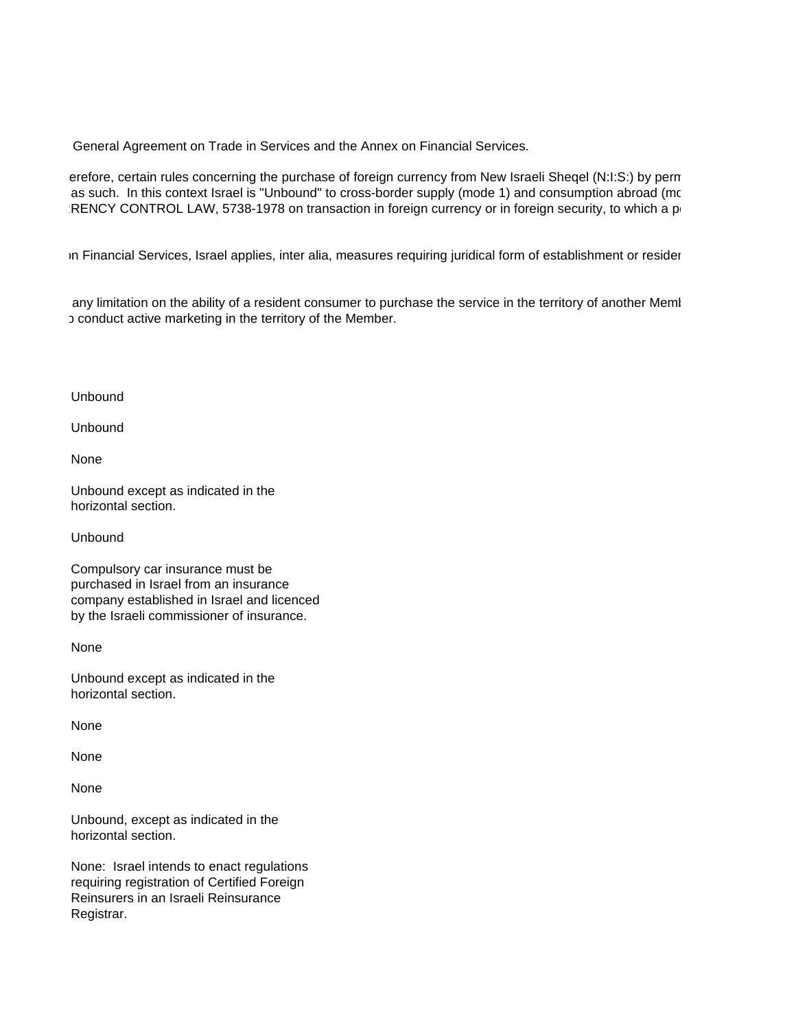General Agreement on Trade in Services and the Annex on Financial Services.

erefore, certain rules concerning the purchase of foreign currency from New Israeli Sheqel (N:I:S:) by perm
as such. In this context Israel is "Unbound" to cross-border supply (mode 1) and consumption abroad (mo
RENCY CONTROL LAW, 5738-1978 on transaction in foreign currency or in foreign security, to which a p

n Financial Services, Israel applies, inter alia, measures requiring juridical form of establishment or resider

any limitation on the ability of a resident consumer to purchase the service in the territory of another Meml
conduct active marketing in the territory of the Member.

Unbound

Unbound

None

Unbound except as indicated in the horizontal section.

Unbound

Compulsory car insurance must be purchased in Israel from an insurance company established in Israel and licenced by the Israeli commissioner of insurance.

None

Unbound except as indicated in the horizontal section.

None

None

None

Unbound, except as indicated in the horizontal section.

None: Israel intends to enact regulations requiring registration of Certified Foreign Reinsurers in an Israeli Reinsurance Registrar.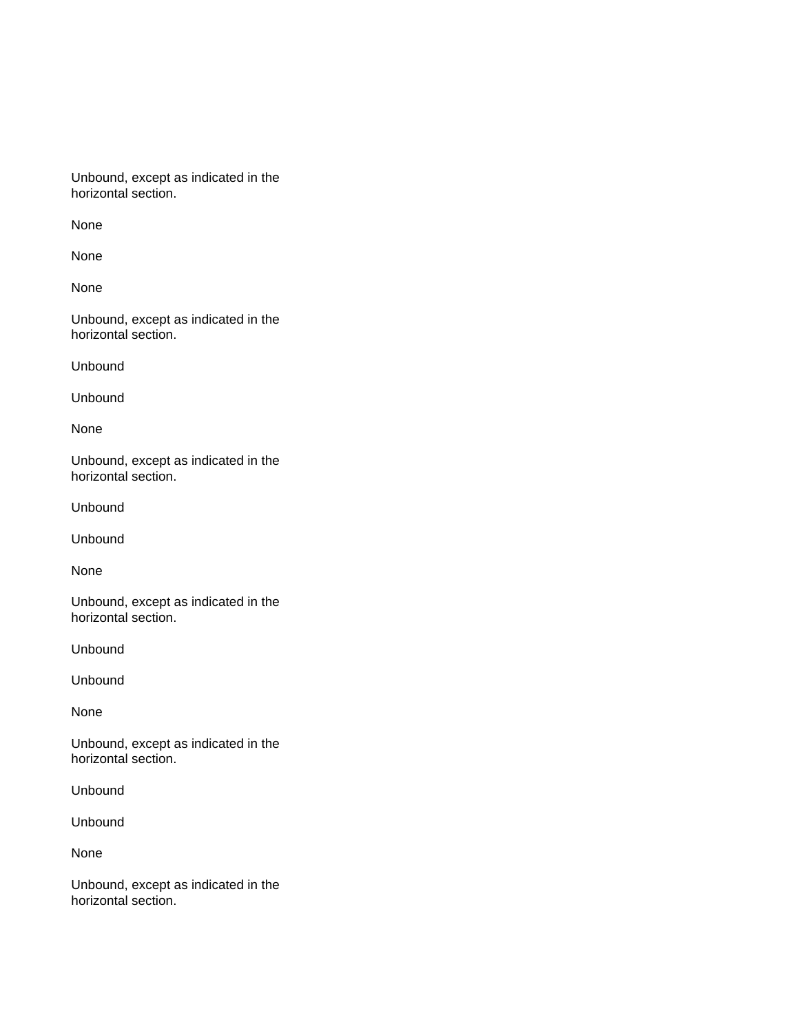Unbound, except as indicated in the horizontal section.

None

None

None

Unbound, except as indicated in the horizontal section.

Unbound

Unbound

None

Unbound, except as indicated in the horizontal section.

Unbound

Unbound

None

Unbound, except as indicated in the horizontal section.

Unbound

Unbound

None

Unbound, except as indicated in the horizontal section.

Unbound

Unbound

None

Unbound, except as indicated in the horizontal section.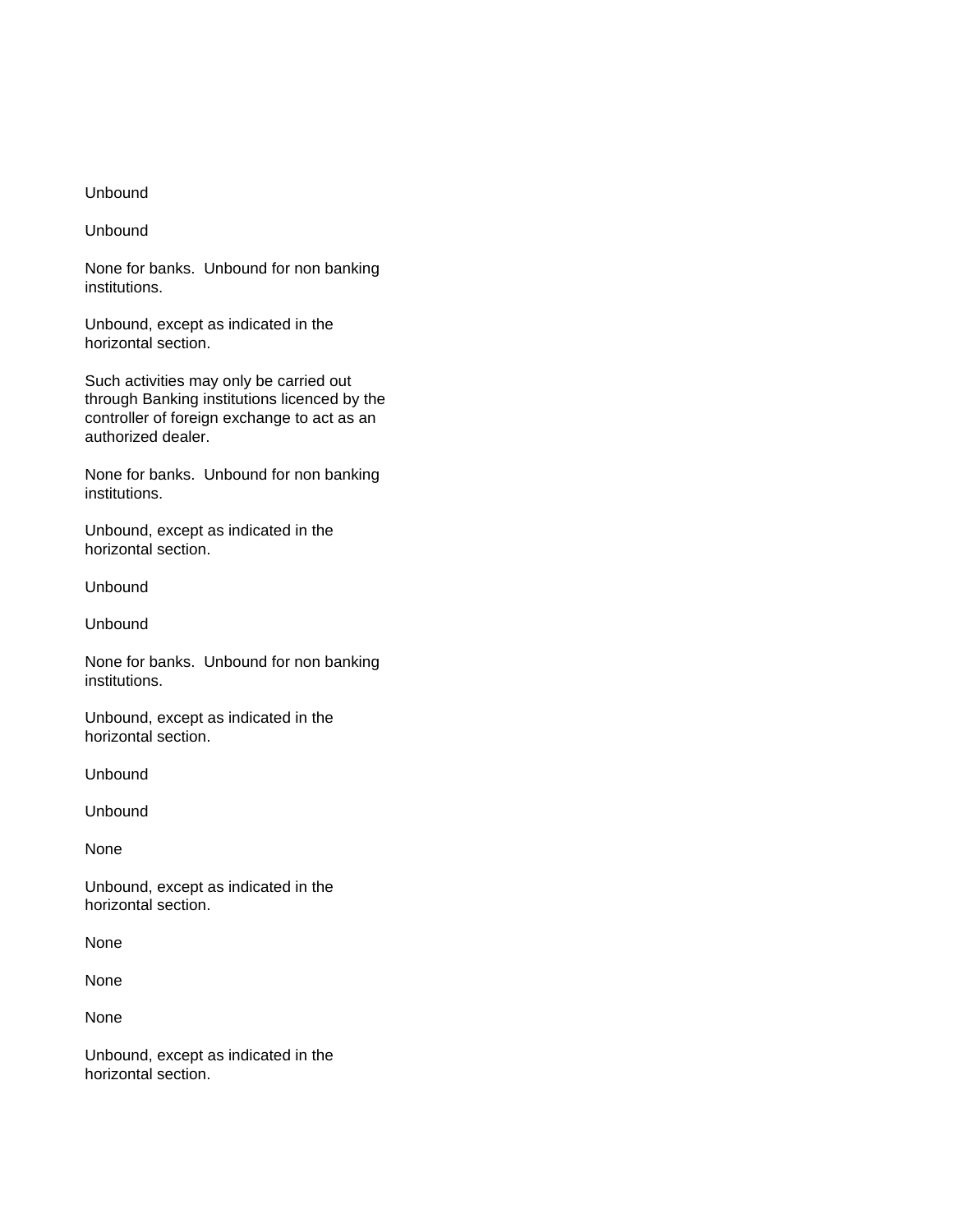Unbound

Unbound

None for banks.  Unbound for non banking institutions.

Unbound, except as indicated in the horizontal section.

Such activities may only be carried out through Banking institutions licenced by the controller of foreign exchange to act as an authorized dealer.

None for banks.  Unbound for non banking institutions.

Unbound, except as indicated in the horizontal section.

Unbound

Unbound

None for banks.  Unbound for non banking institutions.

Unbound, except as indicated in the horizontal section.

Unbound

Unbound

None

Unbound, except as indicated in the horizontal section.

None

None

None

Unbound, except as indicated in the horizontal section.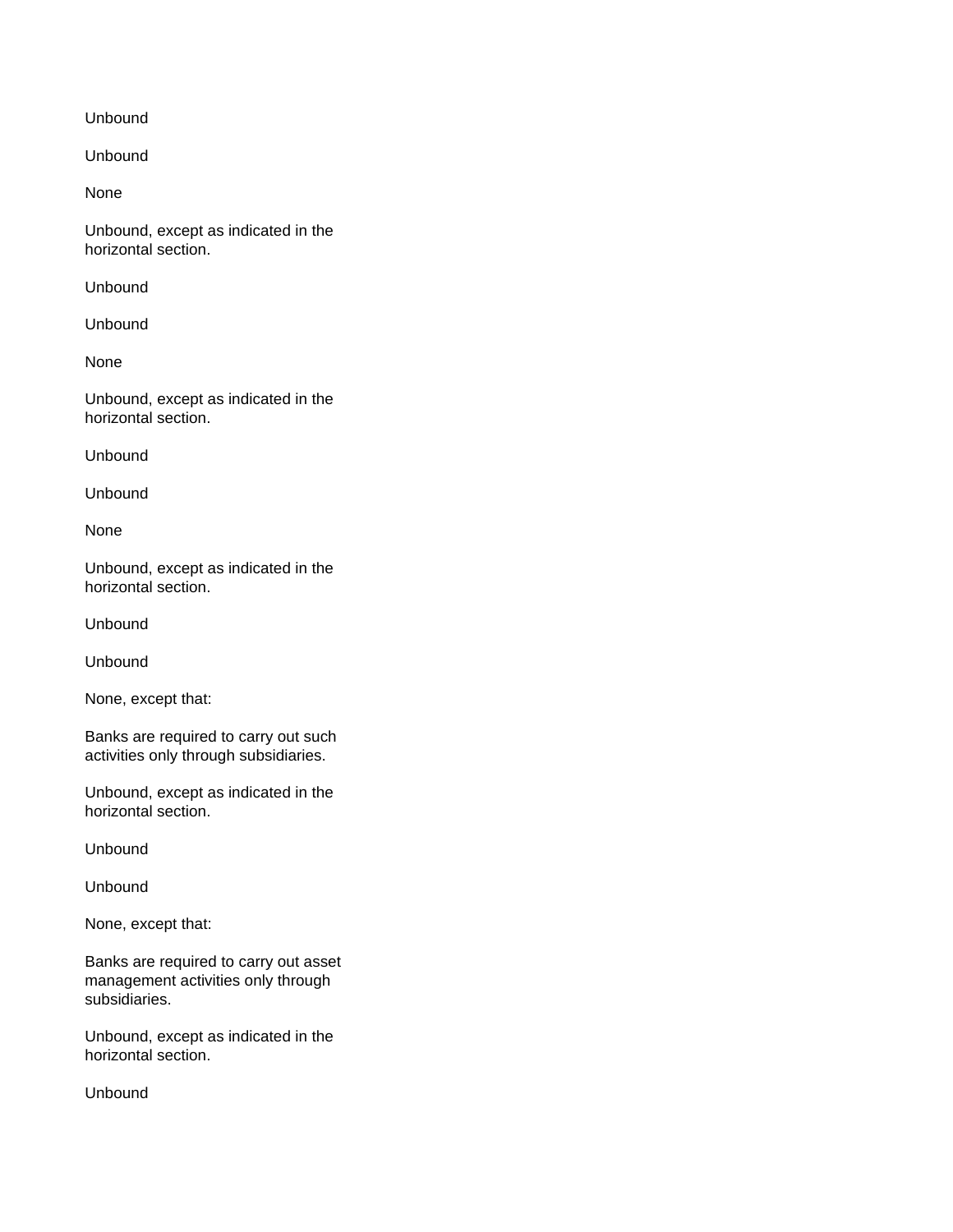Unbound

Unbound

None

Unbound, except as indicated in the horizontal section.

Unbound

Unbound

None

Unbound, except as indicated in the horizontal section.

Unbound

Unbound

None

Unbound, except as indicated in the horizontal section.

Unbound

Unbound

None, except that:

Banks are required to carry out such activities only through subsidiaries.

Unbound, except as indicated in the horizontal section.

Unbound

Unbound

None, except that:

Banks are required to carry out asset management activities only through subsidiaries.

Unbound, except as indicated in the horizontal section.

Unbound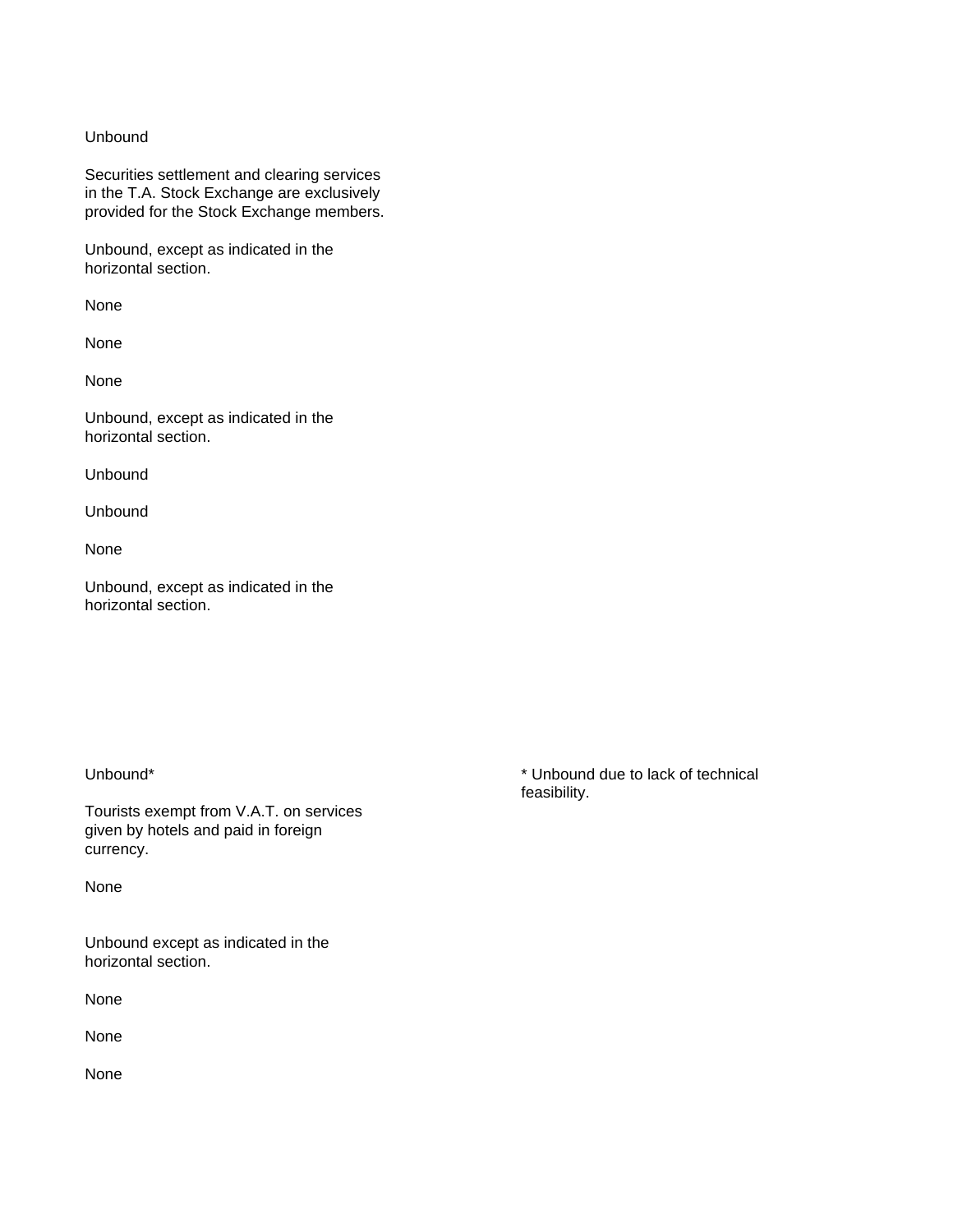Unbound

Securities settlement and clearing services in the T.A. Stock Exchange are exclusively provided for the Stock Exchange members.

Unbound, except as indicated in the horizontal section.

None

None

None

Unbound, except as indicated in the horizontal section.

Unbound

Unbound

None

Unbound, except as indicated in the horizontal section.

Unbound*

* Unbound due to lack of technical feasibility.

Tourists exempt from V.A.T. on services given by hotels and paid in foreign currency.

None

Unbound except as indicated in the horizontal section.

None

None

None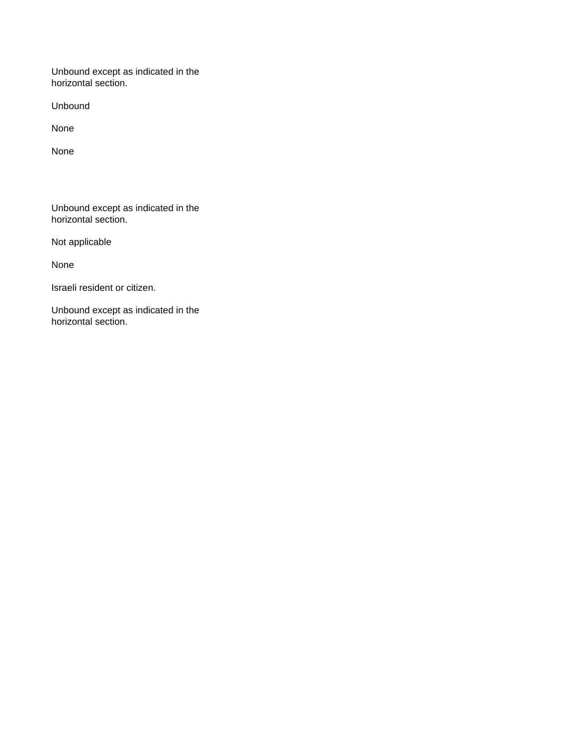Unbound except as indicated in the horizontal section.

Unbound

None

None

Unbound except as indicated in the horizontal section.

Not applicable

None

Israeli resident or citizen.

Unbound except as indicated in the horizontal section.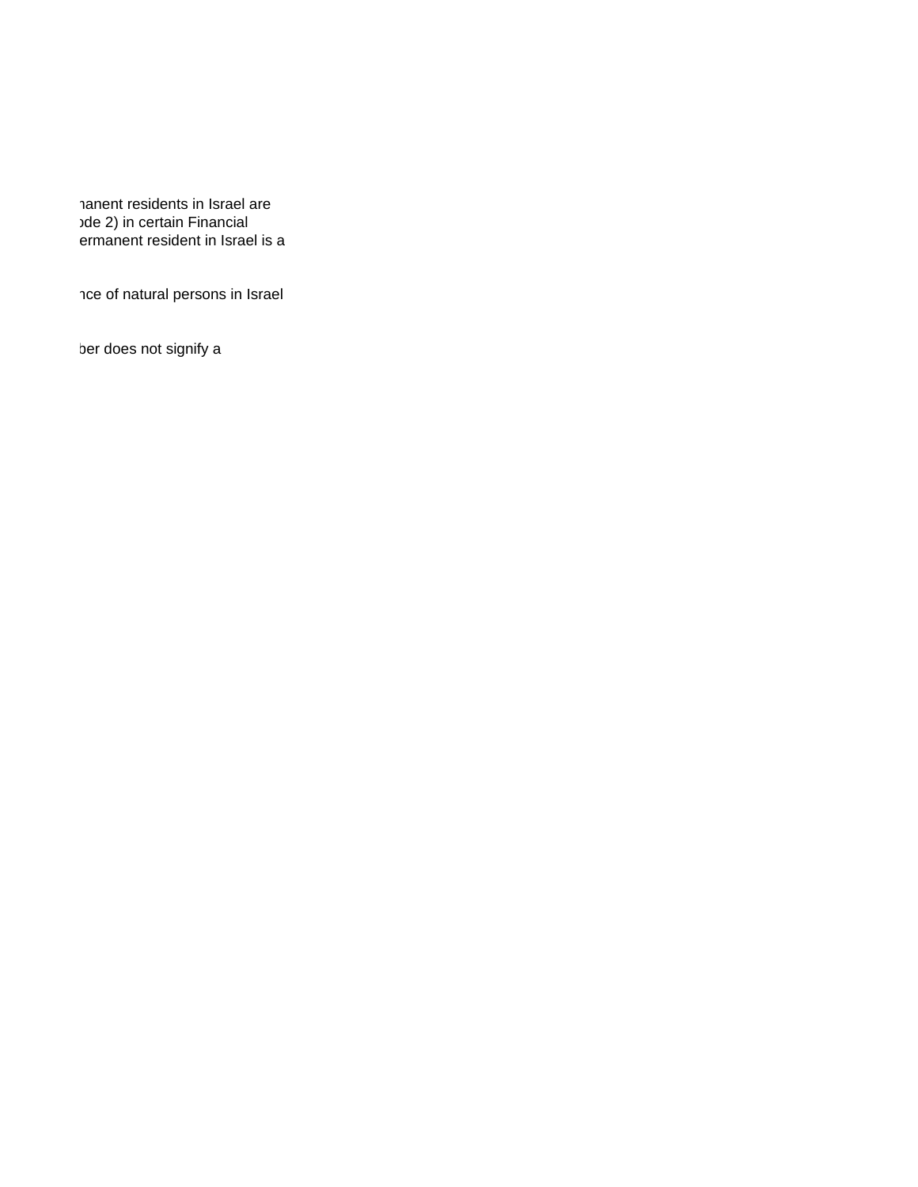nanent residents in Israel are
ode 2) in certain Financial
ermanent resident in Israel is a

nce of natural persons in Israel

ber does not signify a